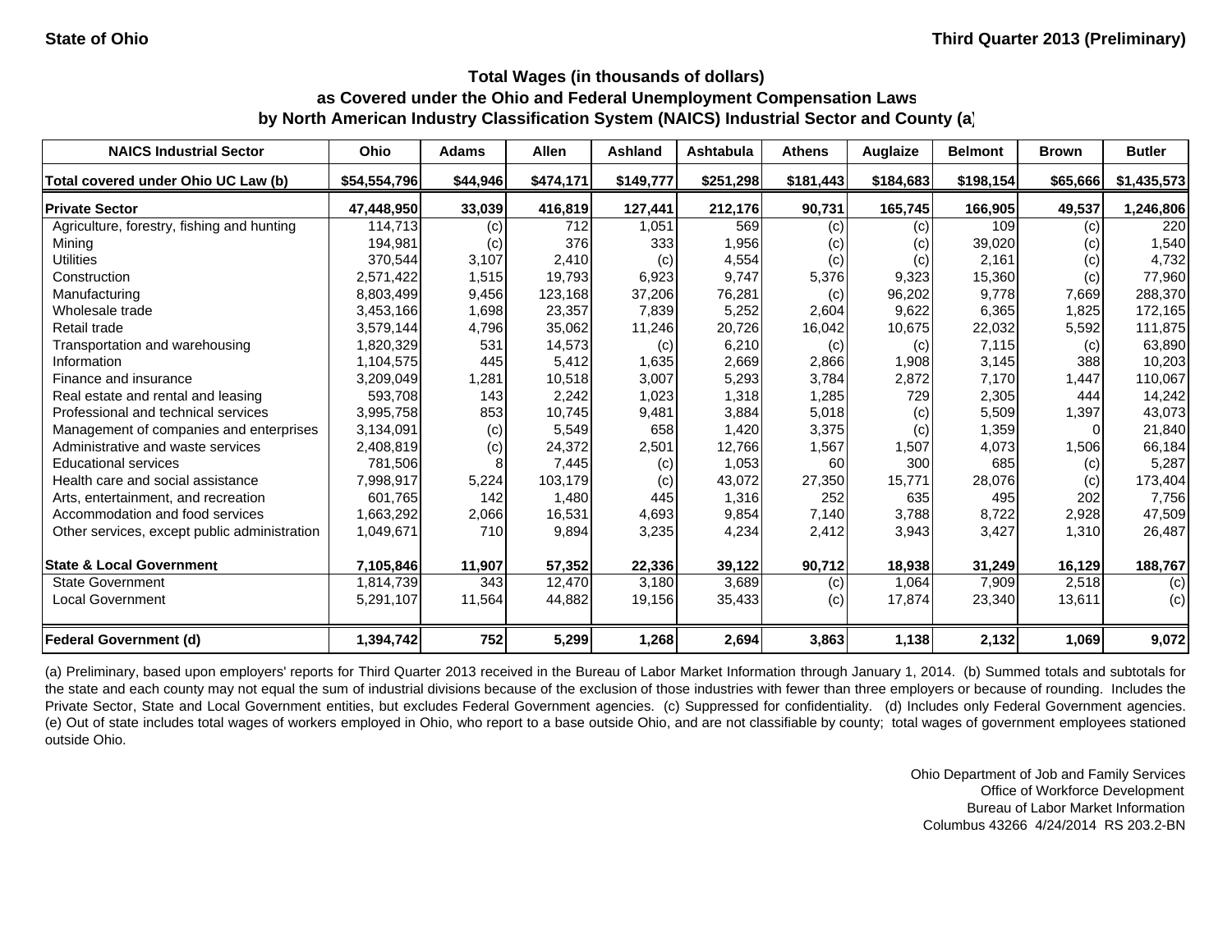State of Ohio

Third Quarter 2013 (Preliminary)

## Total Wages (in thousands of dollars) as Covered under the Ohio and Federal Unemployment Compensation Laws by North American Industry Classification System (NAICS) Industrial Sector and County (a)

| NAICS Industrial Sector | Ohio | Adams | Allen | Ashland | Ashtabula | Athens | Auglaize | Belmont | Brown | Butler |
|---|---|---|---|---|---|---|---|---|---|---|
| **Total covered under Ohio UC Law (b)** | **$54,554,796** | **$44,946** | **$474,171** | **$149,777** | **$251,298** | **$181,443** | **$184,683** | **$198,154** | **$65,666** | **$1,435,573** |
| **Private Sector** | **47,448,950** | **33,039** | **416,819** | **127,441** | **212,176** | **90,731** | **165,745** | **166,905** | **49,537** | **1,246,806** |
| Agriculture, forestry, fishing and hunting | 114,713 | (c) | 712 | 1,051 | 569 | (c) | (c) | 109 | (c) | 220 |
| Mining | 194,981 | (c) | 376 | 333 | 1,956 | (c) | (c) | 39,020 | (c) | 1,540 |
| Utilities | 370,544 | 3,107 | 2,410 | (c) | 4,554 | (c) | (c) | 2,161 | (c) | 4,732 |
| Construction | 2,571,422 | 1,515 | 19,793 | 6,923 | 9,747 | 5,376 | 9,323 | 15,360 | (c) | 77,960 |
| Manufacturing | 8,803,499 | 9,456 | 123,168 | 37,206 | 76,281 | (c) | 96,202 | 9,778 | 7,669 | 288,370 |
| Wholesale trade | 3,453,166 | 1,698 | 23,357 | 7,839 | 5,252 | 2,604 | 9,622 | 6,365 | 1,825 | 172,165 |
| Retail trade | 3,579,144 | 4,796 | 35,062 | 11,246 | 20,726 | 16,042 | 10,675 | 22,032 | 5,592 | 111,875 |
| Transportation and warehousing | 1,820,329 | 531 | 14,573 | (c) | 6,210 | (c) | (c) | 7,115 | (c) | 63,890 |
| Information | 1,104,575 | 445 | 5,412 | 1,635 | 2,669 | 2,866 | 1,908 | 3,145 | 388 | 10,203 |
| Finance and insurance | 3,209,049 | 1,281 | 10,518 | 3,007 | 5,293 | 3,784 | 2,872 | 7,170 | 1,447 | 110,067 |
| Real estate and rental and leasing | 593,708 | 143 | 2,242 | 1,023 | 1,318 | 1,285 | 729 | 2,305 | 444 | 14,242 |
| Professional and technical services | 3,995,758 | 853 | 10,745 | 9,481 | 3,884 | 5,018 | (c) | 5,509 | 1,397 | 43,073 |
| Management of companies and enterprises | 3,134,091 | (c) | 5,549 | 658 | 1,420 | 3,375 | (c) | 1,359 | 0 | 21,840 |
| Administrative and waste services | 2,408,819 | (c) | 24,372 | 2,501 | 12,766 | 1,567 | 1,507 | 4,073 | 1,506 | 66,184 |
| Educational services | 781,506 | 8 | 7,445 | (c) | 1,053 | 60 | 300 | 685 | (c) | 5,287 |
| Health care and social assistance | 7,998,917 | 5,224 | 103,179 | (c) | 43,072 | 27,350 | 15,771 | 28,076 | (c) | 173,404 |
| Arts, entertainment, and recreation | 601,765 | 142 | 1,480 | 445 | 1,316 | 252 | 635 | 495 | 202 | 7,756 |
| Accommodation and food services | 1,663,292 | 2,066 | 16,531 | 4,693 | 9,854 | 7,140 | 3,788 | 8,722 | 2,928 | 47,509 |
| Other services, except public administration | 1,049,671 | 710 | 9,894 | 3,235 | 4,234 | 2,412 | 3,943 | 3,427 | 1,310 | 26,487 |
| **State & Local Government** | **7,105,846** | **11,907** | **57,352** | **22,336** | **39,122** | **90,712** | **18,938** | **31,249** | **16,129** | **188,767** |
| State Government | 1,814,739 | 343 | 12,470 | 3,180 | 3,689 | (c) | 1,064 | 7,909 | 2,518 | (c) |
| Local Government | 5,291,107 | 11,564 | 44,882 | 19,156 | 35,433 | (c) | 17,874 | 23,340 | 13,611 | (c) |
| **Federal Government (d)** | **1,394,742** | **752** | **5,299** | **1,268** | **2,694** | **3,863** | **1,138** | **2,132** | **1,069** | **9,072** |

(a) Preliminary, based upon employers' reports for Third Quarter 2013 received in the Bureau of Labor Market Information through January 1, 2014. (b) Summed totals and subtotals for the state and each county may not equal the sum of industrial divisions because of the exclusion of those industries with fewer than three employers or because of rounding. Includes the Private Sector, State and Local Government entities, but excludes Federal Government agencies. (c) Suppressed for confidentiality. (d) Includes only Federal Government agencies. (e) Out of state includes total wages of workers employed in Ohio, who report to a base outside Ohio, and are not classifiable by county; total wages of government employees stationed outside Ohio.

Ohio Department of Job and Family Services
Office of Workforce Development
Bureau of Labor Market Information
Columbus 43266 4/24/2014 RS 203.2-BN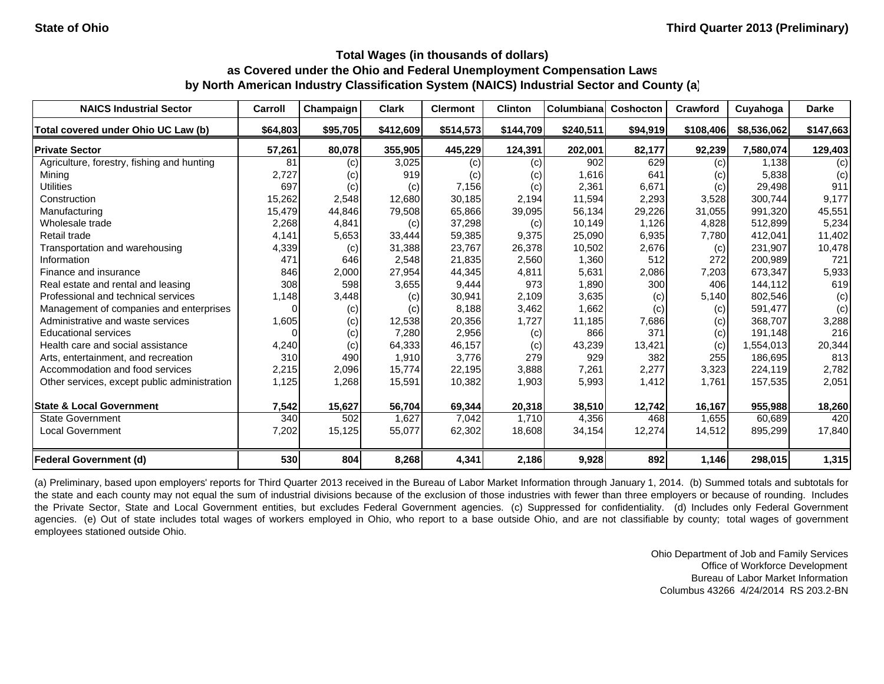State of Ohio | Third Quarter 2013 (Preliminary)

### Total Wages (in thousands of dollars) as Covered under the Ohio and Federal Unemployment Compensation Laws by North American Industry Classification System (NAICS) Industrial Sector and County (a)

| NAICS Industrial Sector | Carroll | Champaign | Clark | Clermont | Clinton | Columbiana | Coshocton | Crawford | Cuyahoga | Darke |
|---|---|---|---|---|---|---|---|---|---|---|
| **Total covered under Ohio UC Law (b)** | **$64,803** | **$95,705** | **$412,609** | **$514,573** | **$144,709** | **$240,511** | **$94,919** | **$108,406** | **$8,536,062** | **$147,663** |
| **Private Sector** | **57,261** | **80,078** | **355,905** | **445,229** | **124,391** | **202,001** | **82,177** | **92,239** | **7,580,074** | **129,403** |
| Agriculture, forestry, fishing and hunting | 81 | (c) | 3,025 | (c) | (c) | 902 | 629 | (c) | 1,138 | (c) |
| Mining | 2,727 | (c) | 919 | (c) | (c) | 1,616 | 641 | (c) | 5,838 | (c) |
| Utilities | 697 | (c) | (c) | 7,156 | (c) | 2,361 | 6,671 | (c) | 29,498 | 911 |
| Construction | 15,262 | 2,548 | 12,680 | 30,185 | 2,194 | 11,594 | 2,293 | 3,528 | 300,744 | 9,177 |
| Manufacturing | 15,479 | 44,846 | 79,508 | 65,866 | 39,095 | 56,134 | 29,226 | 31,055 | 991,320 | 45,551 |
| Wholesale trade | 2,268 | 4,841 | (c) | 37,298 | (c) | 10,149 | 1,126 | 4,828 | 512,899 | 5,234 |
| Retail trade | 4,141 | 5,653 | 33,444 | 59,385 | 9,375 | 25,090 | 6,935 | 7,780 | 412,041 | 11,402 |
| Transportation and warehousing | 4,339 | (c) | 31,388 | 23,767 | 26,378 | 10,502 | 2,676 | (c) | 231,907 | 10,478 |
| Information | 471 | 646 | 2,548 | 21,835 | 2,560 | 1,360 | 512 | 272 | 200,989 | 721 |
| Finance and insurance | 846 | 2,000 | 27,954 | 44,345 | 4,811 | 5,631 | 2,086 | 7,203 | 673,347 | 5,933 |
| Real estate and rental and leasing | 308 | 598 | 3,655 | 9,444 | 973 | 1,890 | 300 | 406 | 144,112 | 619 |
| Professional and technical services | 1,148 | 3,448 | (c) | 30,941 | 2,109 | 3,635 | (c) | 5,140 | 802,546 | (c) |
| Management of companies and enterprises | 0 | (c) | (c) | 8,188 | 3,462 | 1,662 | (c) | (c) | 591,477 | (c) |
| Administrative and waste services | 1,605 | (c) | 12,538 | 20,356 | 1,727 | 11,185 | 7,686 | (c) | 368,707 | 3,288 |
| Educational services | 0 | (c) | 7,280 | 2,956 | (c) | 866 | 371 | (c) | 191,148 | 216 |
| Health care and social assistance | 4,240 | (c) | 64,333 | 46,157 | (c) | 43,239 | 13,421 | (c) | 1,554,013 | 20,344 |
| Arts, entertainment, and recreation | 310 | 490 | 1,910 | 3,776 | 279 | 929 | 382 | 255 | 186,695 | 813 |
| Accommodation and food services | 2,215 | 2,096 | 15,774 | 22,195 | 3,888 | 7,261 | 2,277 | 3,323 | 224,119 | 2,782 |
| Other services, except public administration | 1,125 | 1,268 | 15,591 | 10,382 | 1,903 | 5,993 | 1,412 | 1,761 | 157,535 | 2,051 |
| **State & Local Government** | **7,542** | **15,627** | **56,704** | **69,344** | **20,318** | **38,510** | **12,742** | **16,167** | **955,988** | **18,260** |
| State Government | 340 | 502 | 1,627 | 7,042 | 1,710 | 4,356 | 468 | 1,655 | 60,689 | 420 |
| Local Government | 7,202 | 15,125 | 55,077 | 62,302 | 18,608 | 34,154 | 12,274 | 14,512 | 895,299 | 17,840 |
| **Federal Government (d)** | **530** | **804** | **8,268** | **4,341** | **2,186** | **9,928** | **892** | **1,146** | **298,015** | **1,315** |

(a) Preliminary, based upon employers' reports for Third Quarter 2013 received in the Bureau of Labor Market Information through January 1, 2014. (b) Summed totals and subtotals for the state and each county may not equal the sum of industrial divisions because of the exclusion of those industries with fewer than three employers or because of rounding. Includes the Private Sector, State and Local Government entities, but excludes Federal Government agencies. (c) Suppressed for confidentiality. (d) Includes only Federal Government agencies. (e) Out of state includes total wages of workers employed in Ohio, who report to a base outside Ohio, and are not classifiable by county; total wages of government employees stationed outside Ohio.

Ohio Department of Job and Family Services
Office of Workforce Development
Bureau of Labor Market Information
Columbus 43266 4/24/2014 RS 203.2-BN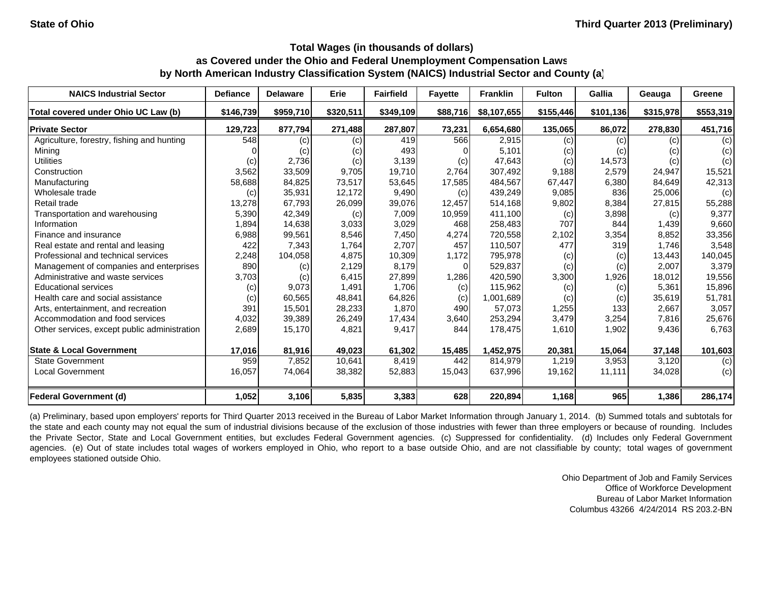State of Ohio | Third Quarter 2013 (Preliminary)

# Total Wages (in thousands of dollars) as Covered under the Ohio and Federal Unemployment Compensation Laws by North American Industry Classification System (NAICS) Industrial Sector and County (a)

| NAICS Industrial Sector | Defiance | Delaware | Erie | Fairfield | Fayette | Franklin | Fulton | Gallia | Geauga | Greene |
|---|---|---|---|---|---|---|---|---|---|---|
| **Total covered under Ohio UC Law (b)** | **$146,739** | **$959,710** | **$320,511** | **$349,109** | **$88,716** | **$8,107,655** | **$155,446** | **$101,136** | **$315,978** | **$553,319** |
| **Private Sector** | **129,723** | **877,794** | **271,488** | **287,807** | **73,231** | **6,654,680** | **135,065** | **86,072** | **278,830** | **451,716** |
| Agriculture, forestry, fishing and hunting | 548 | (c) | (c) | 419 | 566 | 2,915 | (c) | (c) | (c) | (c) |
| Mining | 0 | (c) | (c) | 493 | 0 | 5,101 | (c) | (c) | (c) | (c) |
| Utilities | (c) | 2,736 | (c) | 3,139 | (c) | 47,643 | (c) | 14,573 | (c) | (c) |
| Construction | 3,562 | 33,509 | 9,705 | 19,710 | 2,764 | 307,492 | 9,188 | 2,579 | 24,947 | 15,521 |
| Manufacturing | 58,688 | 84,825 | 73,517 | 53,645 | 17,585 | 484,567 | 67,447 | 6,380 | 84,649 | 42,313 |
| Wholesale trade | (c) | 35,931 | 12,172 | 9,490 | (c) | 439,249 | 9,085 | 836 | 25,006 | (c) |
| Retail trade | 13,278 | 67,793 | 26,099 | 39,076 | 12,457 | 514,168 | 9,802 | 8,384 | 27,815 | 55,288 |
| Transportation and warehousing | 5,390 | 42,349 | (c) | 7,009 | 10,959 | 411,100 | (c) | 3,898 | (c) | 9,377 |
| Information | 1,894 | 14,638 | 3,033 | 3,029 | 468 | 258,483 | 707 | 844 | 1,439 | 9,660 |
| Finance and insurance | 6,988 | 99,561 | 8,546 | 7,450 | 4,274 | 720,558 | 2,102 | 3,354 | 8,852 | 33,356 |
| Real estate and rental and leasing | 422 | 7,343 | 1,764 | 2,707 | 457 | 110,507 | 477 | 319 | 1,746 | 3,548 |
| Professional and technical services | 2,248 | 104,058 | 4,875 | 10,309 | 1,172 | 795,978 | (c) | (c) | 13,443 | 140,045 |
| Management of companies and enterprises | 890 | (c) | 2,129 | 8,179 | 0 | 529,837 | (c) | (c) | 2,007 | 3,379 |
| Administrative and waste services | 3,703 | (c) | 6,415 | 27,899 | 1,286 | 420,590 | 3,300 | 1,926 | 18,012 | 19,556 |
| Educational services | (c) | 9,073 | 1,491 | 1,706 | (c) | 115,962 | (c) | (c) | 5,361 | 15,896 |
| Health care and social assistance | (c) | 60,565 | 48,841 | 64,826 | (c) | 1,001,689 | (c) | (c) | 35,619 | 51,781 |
| Arts, entertainment, and recreation | 391 | 15,501 | 28,233 | 1,870 | 490 | 57,073 | 1,255 | 133 | 2,667 | 3,057 |
| Accommodation and food services | 4,032 | 39,389 | 26,249 | 17,434 | 3,640 | 253,294 | 3,479 | 3,254 | 7,816 | 25,676 |
| Other services, except public administration | 2,689 | 15,170 | 4,821 | 9,417 | 844 | 178,475 | 1,610 | 1,902 | 9,436 | 6,763 |
| **State & Local Government** | **17,016** | **81,916** | **49,023** | **61,302** | **15,485** | **1,452,975** | **20,381** | **15,064** | **37,148** | **101,603** |
| State Government | 959 | 7,852 | 10,641 | 8,419 | 442 | 814,979 | 1,219 | 3,953 | 3,120 | (c) |
| Local Government | 16,057 | 74,064 | 38,382 | 52,883 | 15,043 | 637,996 | 19,162 | 11,111 | 34,028 | (c) |
| **Federal Government (d)** | **1,052** | **3,106** | **5,835** | **3,383** | **628** | **220,894** | **1,168** | **965** | **1,386** | **286,174** |

(a) Preliminary, based upon employers' reports for Third Quarter 2013 received in the Bureau of Labor Market Information through January 1, 2014. (b) Summed totals and subtotals for the state and each county may not equal the sum of industrial divisions because of the exclusion of those industries with fewer than three employers or because of rounding. Includes the Private Sector, State and Local Government entities, but excludes Federal Government agencies. (c) Suppressed for confidentiality. (d) Includes only Federal Government agencies. (e) Out of state includes total wages of workers employed in Ohio, who report to a base outside Ohio, and are not classifiable by county; total wages of government employees stationed outside Ohio.

Ohio Department of Job and Family Services
Office of Workforce Development
Bureau of Labor Market Information
Columbus 43266 4/24/2014 RS 203.2-BN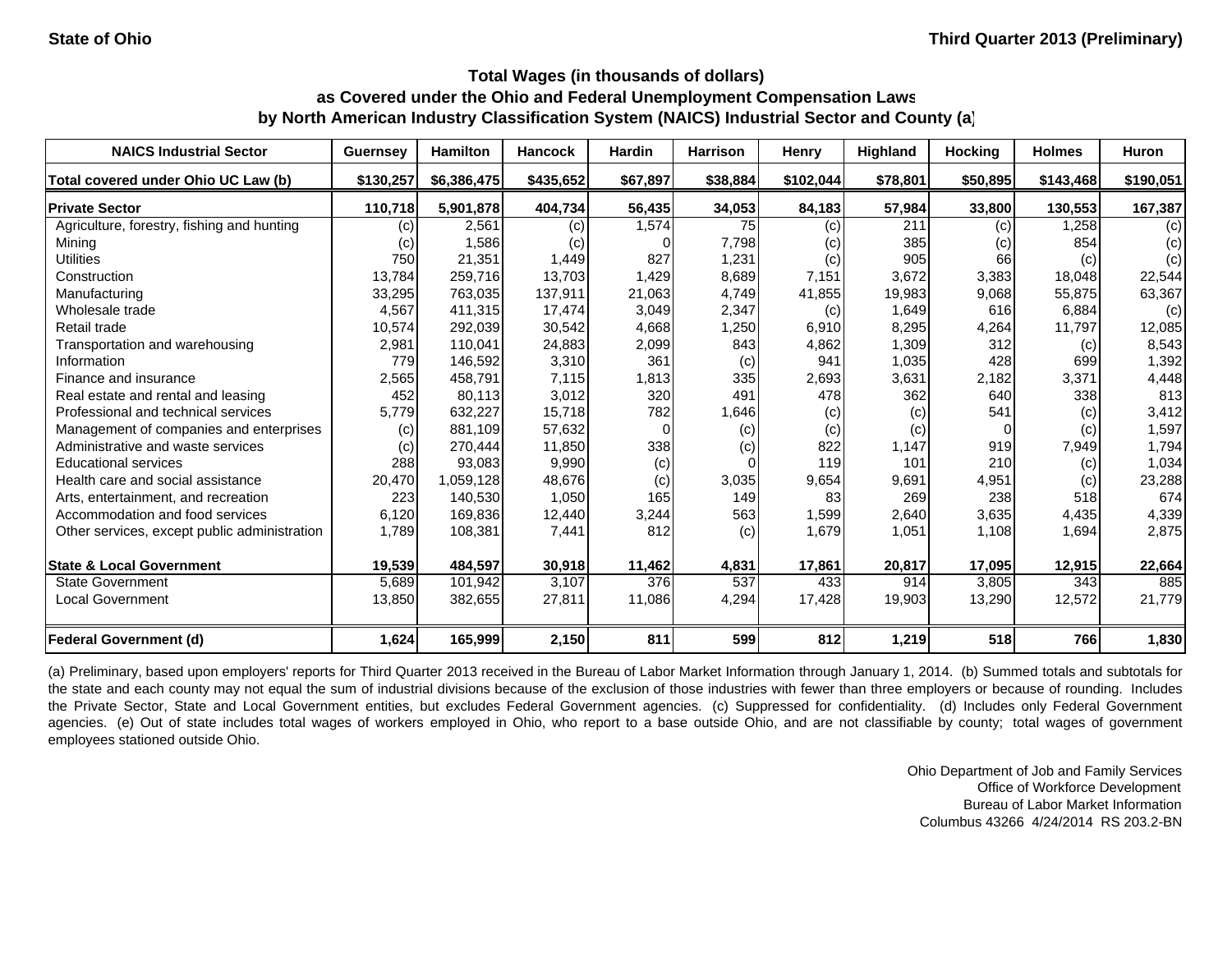State of Ohio

Third Quarter 2013 (Preliminary)

## Total Wages (in thousands of dollars) as Covered under the Ohio and Federal Unemployment Compensation Laws by North American Industry Classification System (NAICS) Industrial Sector and County (a)

| NAICS Industrial Sector | Guernsey | Hamilton | Hancock | Hardin | Harrison | Henry | Highland | Hocking | Holmes | Huron |
|---|---|---|---|---|---|---|---|---|---|---|
| **Total covered under Ohio UC Law (b)** | **$130,257** | **$6,386,475** | **$435,652** | **$67,897** | **$38,884** | **$102,044** | **$78,801** | **$50,895** | **$143,468** | **$190,051** |
| **Private Sector** | **110,718** | **5,901,878** | **404,734** | **56,435** | **34,053** | **84,183** | **57,984** | **33,800** | **130,553** | **167,387** |
| Agriculture, forestry, fishing and hunting | (c) | 2,561 | (c) | 1,574 | 75 | (c) | 211 | (c) | 1,258 | (c) |
| Mining | (c) | 1,586 | (c) | 0 | 7,798 | (c) | 385 | (c) | 854 | (c) |
| Utilities | 750 | 21,351 | 1,449 | 827 | 1,231 | (c) | 905 | 66 | (c) | (c) |
| Construction | 13,784 | 259,716 | 13,703 | 1,429 | 8,689 | 7,151 | 3,672 | 3,383 | 18,048 | 22,544 |
| Manufacturing | 33,295 | 763,035 | 137,911 | 21,063 | 4,749 | 41,855 | 19,983 | 9,068 | 55,875 | 63,367 |
| Wholesale trade | 4,567 | 411,315 | 17,474 | 3,049 | 2,347 | (c) | 1,649 | 616 | 6,884 | (c) |
| Retail trade | 10,574 | 292,039 | 30,542 | 4,668 | 1,250 | 6,910 | 8,295 | 4,264 | 11,797 | 12,085 |
| Transportation and warehousing | 2,981 | 110,041 | 24,883 | 2,099 | 843 | 4,862 | 1,309 | 312 | (c) | 8,543 |
| Information | 779 | 146,592 | 3,310 | 361 | (c) | 941 | 1,035 | 428 | 699 | 1,392 |
| Finance and insurance | 2,565 | 458,791 | 7,115 | 1,813 | 335 | 2,693 | 3,631 | 2,182 | 3,371 | 4,448 |
| Real estate and rental and leasing | 452 | 80,113 | 3,012 | 320 | 491 | 478 | 362 | 640 | 338 | 813 |
| Professional and technical services | 5,779 | 632,227 | 15,718 | 782 | 1,646 | (c) | (c) | 541 | (c) | 3,412 |
| Management of companies and enterprises | (c) | 881,109 | 57,632 | 0 | (c) | (c) | (c) | 0 | (c) | 1,597 |
| Administrative and waste services | (c) | 270,444 | 11,850 | 338 | (c) | 822 | 1,147 | 919 | 7,949 | 1,794 |
| Educational services | 288 | 93,083 | 9,990 | (c) | 0 | 119 | 101 | 210 | (c) | 1,034 |
| Health care and social assistance | 20,470 | 1,059,128 | 48,676 | (c) | 3,035 | 9,654 | 9,691 | 4,951 | (c) | 23,288 |
| Arts, entertainment, and recreation | 223 | 140,530 | 1,050 | 165 | 149 | 83 | 269 | 238 | 518 | 674 |
| Accommodation and food services | 6,120 | 169,836 | 12,440 | 3,244 | 563 | 1,599 | 2,640 | 3,635 | 4,435 | 4,339 |
| Other services, except public administration | 1,789 | 108,381 | 7,441 | 812 | (c) | 1,679 | 1,051 | 1,108 | 1,694 | 2,875 |
| **State & Local Government** | **19,539** | **484,597** | **30,918** | **11,462** | **4,831** | **17,861** | **20,817** | **17,095** | **12,915** | **22,664** |
| State Government | 5,689 | 101,942 | 3,107 | 376 | 537 | 433 | 914 | 3,805 | 343 | 885 |
| Local Government | 13,850 | 382,655 | 27,811 | 11,086 | 4,294 | 17,428 | 19,903 | 13,290 | 12,572 | 21,779 |
| **Federal Government (d)** | **1,624** | **165,999** | **2,150** | **811** | **599** | **812** | **1,219** | **518** | **766** | **1,830** |

(a) Preliminary, based upon employers' reports for Third Quarter 2013 received in the Bureau of Labor Market Information through January 1, 2014. (b) Summed totals and subtotals for the state and each county may not equal the sum of industrial divisions because of the exclusion of those industries with fewer than three employers or because of rounding. Includes the Private Sector, State and Local Government entities, but excludes Federal Government agencies. (c) Suppressed for confidentiality. (d) Includes only Federal Government agencies. (e) Out of state includes total wages of workers employed in Ohio, who report to a base outside Ohio, and are not classifiable by county; total wages of government employees stationed outside Ohio.

Ohio Department of Job and Family Services
Office of Workforce Development
Bureau of Labor Market Information
Columbus 43266 4/24/2014 RS 203.2-BN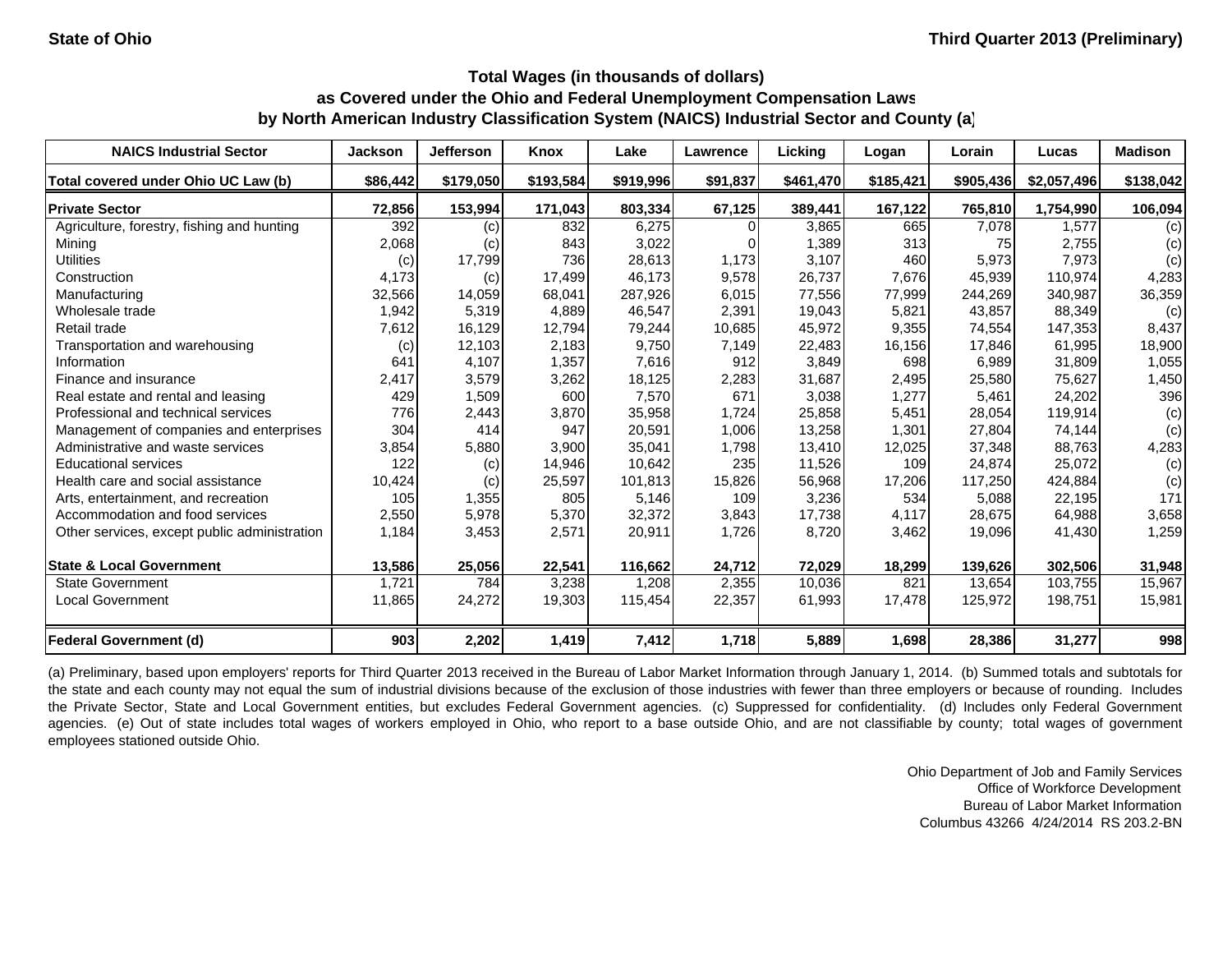State of Ohio | Third Quarter 2013 (Preliminary)

## Total Wages (in thousands of dollars) as Covered under the Ohio and Federal Unemployment Compensation Laws by North American Industry Classification System (NAICS) Industrial Sector and County (a)

| NAICS Industrial Sector | Jackson | Jefferson | Knox | Lake | Lawrence | Licking | Logan | Lorain | Lucas | Madison |
|---|---|---|---|---|---|---|---|---|---|---|
| **Total covered under Ohio UC Law (b)** | **$86,442** | **$179,050** | **$193,584** | **$919,996** | **$91,837** | **$461,470** | **$185,421** | **$905,436** | **$2,057,496** | **$138,042** |
| **Private Sector** | **72,856** | **153,994** | **171,043** | **803,334** | **67,125** | **389,441** | **167,122** | **765,810** | **1,754,990** | **106,094** |
| Agriculture, forestry, fishing and hunting | 392 | (c) | 832 | 6,275 | 0 | 3,865 | 665 | 7,078 | 1,577 | (c) |
| Mining | 2,068 | (c) | 843 | 3,022 | 0 | 1,389 | 313 | 75 | 2,755 | (c) |
| Utilities | (c) | 17,799 | 736 | 28,613 | 1,173 | 3,107 | 460 | 5,973 | 7,973 | (c) |
| Construction | 4,173 | (c) | 17,499 | 46,173 | 9,578 | 26,737 | 7,676 | 45,939 | 110,974 | 4,283 |
| Manufacturing | 32,566 | 14,059 | 68,041 | 287,926 | 6,015 | 77,556 | 77,999 | 244,269 | 340,987 | 36,359 |
| Wholesale trade | 1,942 | 5,319 | 4,889 | 46,547 | 2,391 | 19,043 | 5,821 | 43,857 | 88,349 | (c) |
| Retail trade | 7,612 | 16,129 | 12,794 | 79,244 | 10,685 | 45,972 | 9,355 | 74,554 | 147,353 | 8,437 |
| Transportation and warehousing | (c) | 12,103 | 2,183 | 9,750 | 7,149 | 22,483 | 16,156 | 17,846 | 61,995 | 18,900 |
| Information | 641 | 4,107 | 1,357 | 7,616 | 912 | 3,849 | 698 | 6,989 | 31,809 | 1,055 |
| Finance and insurance | 2,417 | 3,579 | 3,262 | 18,125 | 2,283 | 31,687 | 2,495 | 25,580 | 75,627 | 1,450 |
| Real estate and rental and leasing | 429 | 1,509 | 600 | 7,570 | 671 | 3,038 | 1,277 | 5,461 | 24,202 | 396 |
| Professional and technical services | 776 | 2,443 | 3,870 | 35,958 | 1,724 | 25,858 | 5,451 | 28,054 | 119,914 | (c) |
| Management of companies and enterprises | 304 | 414 | 947 | 20,591 | 1,006 | 13,258 | 1,301 | 27,804 | 74,144 | (c) |
| Administrative and waste services | 3,854 | 5,880 | 3,900 | 35,041 | 1,798 | 13,410 | 12,025 | 37,348 | 88,763 | 4,283 |
| Educational services | 122 | (c) | 14,946 | 10,642 | 235 | 11,526 | 109 | 24,874 | 25,072 | (c) |
| Health care and social assistance | 10,424 | (c) | 25,597 | 101,813 | 15,826 | 56,968 | 17,206 | 117,250 | 424,884 | (c) |
| Arts, entertainment, and recreation | 105 | 1,355 | 805 | 5,146 | 109 | 3,236 | 534 | 5,088 | 22,195 | 171 |
| Accommodation and food services | 2,550 | 5,978 | 5,370 | 32,372 | 3,843 | 17,738 | 4,117 | 28,675 | 64,988 | 3,658 |
| Other services, except public administration | 1,184 | 3,453 | 2,571 | 20,911 | 1,726 | 8,720 | 3,462 | 19,096 | 41,430 | 1,259 |
| **State & Local Government** | **13,586** | **25,056** | **22,541** | **116,662** | **24,712** | **72,029** | **18,299** | **139,626** | **302,506** | **31,948** |
| State Government | 1,721 | 784 | 3,238 | 1,208 | 2,355 | 10,036 | 821 | 13,654 | 103,755 | 15,967 |
| Local Government | 11,865 | 24,272 | 19,303 | 115,454 | 22,357 | 61,993 | 17,478 | 125,972 | 198,751 | 15,981 |
| **Federal Government (d)** | **903** | **2,202** | **1,419** | **7,412** | **1,718** | **5,889** | **1,698** | **28,386** | **31,277** | **998** |

(a) Preliminary, based upon employers' reports for Third Quarter 2013 received in the Bureau of Labor Market Information through January 1, 2014. (b) Summed totals and subtotals for the state and each county may not equal the sum of industrial divisions because of the exclusion of those industries with fewer than three employers or because of rounding. Includes the Private Sector, State and Local Government entities, but excludes Federal Government agencies. (c) Suppressed for confidentiality. (d) Includes only Federal Government agencies. (e) Out of state includes total wages of workers employed in Ohio, who report to a base outside Ohio, and are not classifiable by county; total wages of government employees stationed outside Ohio.

Ohio Department of Job and Family Services
Office of Workforce Development
Bureau of Labor Market Information
Columbus 43266 4/24/2014 RS 203.2-BN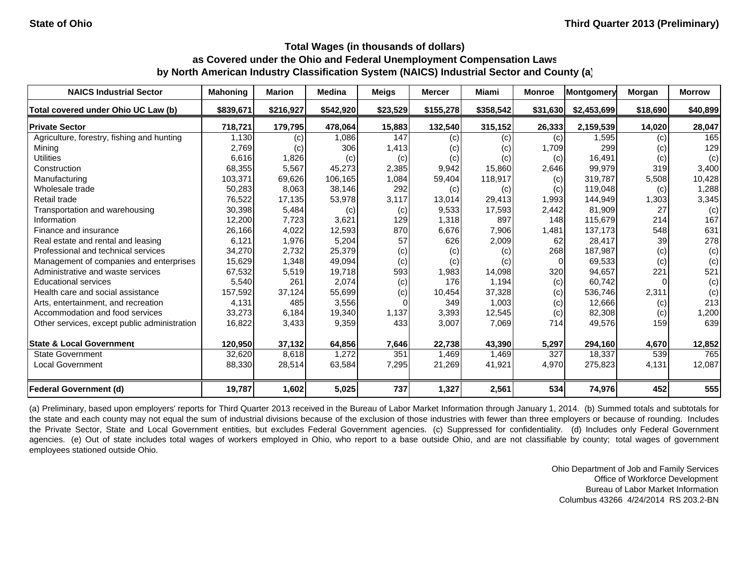State of Ohio | Third Quarter 2013 (Preliminary)

### Total Wages (in thousands of dollars)
### as Covered under the Ohio and Federal Unemployment Compensation Laws
### by North American Industry Classification System (NAICS) Industrial Sector and County (a)

| NAICS Industrial Sector | Mahoning | Marion | Medina | Meigs | Mercer | Miami | Monroe | Montgomery | Morgan | Morrow |
|---|---|---|---|---|---|---|---|---|---|---|
| **Total covered under Ohio UC Law (b)** | **$839,671** | **$216,927** | **$542,920** | **$23,529** | **$155,278** | **$358,542** | **$31,630** | **$2,453,699** | **$18,690** | **$40,899** |
| **Private Sector** | **718,721** | **179,795** | **478,064** | **15,883** | **132,540** | **315,152** | **26,333** | **2,159,539** | **14,020** | **28,047** |
| Agriculture, forestry, fishing and hunting | 1,130 | (c) | 1,086 | 147 | (c) | (c) | (c) | 1,595 | (c) | 165 |
| Mining | 2,769 | (c) | 306 | 1,413 | (c) | (c) | 1,709 | 299 | (c) | 129 |
| Utilities | 6,616 | 1,826 | (c) | (c) | (c) | (c) | (c) | 16,491 | (c) | (c) |
| Construction | 68,355 | 5,567 | 45,273 | 2,385 | 9,942 | 15,860 | 2,646 | 99,979 | 319 | 3,400 |
| Manufacturing | 103,371 | 69,626 | 106,165 | 1,084 | 59,404 | 118,917 | (c) | 319,787 | 5,508 | 10,428 |
| Wholesale trade | 50,283 | 8,063 | 38,146 | 292 | (c) | (c) | (c) | 119,048 | (c) | 1,288 |
| Retail trade | 76,522 | 17,135 | 53,978 | 3,117 | 13,014 | 29,413 | 1,993 | 144,949 | 1,303 | 3,345 |
| Transportation and warehousing | 30,398 | 5,484 | (c) | (c) | 9,533 | 17,593 | 2,442 | 81,909 | 27 | (c) |
| Information | 12,200 | 7,723 | 3,621 | 129 | 1,318 | 897 | 148 | 115,679 | 214 | 167 |
| Finance and insurance | 26,166 | 4,022 | 12,593 | 870 | 6,676 | 7,906 | 1,481 | 137,173 | 548 | 631 |
| Real estate and rental and leasing | 6,121 | 1,976 | 5,204 | 57 | 626 | 2,009 | 62 | 28,417 | 39 | 278 |
| Professional and technical services | 34,270 | 2,732 | 25,379 | (c) | (c) | (c) | 268 | 187,987 | (c) | (c) |
| Management of companies and enterprises | 15,629 | 1,348 | 49,094 | (c) | (c) | (c) | 0 | 69,533 | (c) | (c) |
| Administrative and waste services | 67,532 | 5,519 | 19,718 | 593 | 1,983 | 14,098 | 320 | 94,657 | 221 | 521 |
| Educational services | 5,540 | 261 | 2,074 | (c) | 176 | 1,194 | (c) | 60,742 | 0 | (c) |
| Health care and social assistance | 157,592 | 37,124 | 55,699 | (c) | 10,454 | 37,328 | (c) | 536,746 | 2,311 | (c) |
| Arts, entertainment, and recreation | 4,131 | 485 | 3,556 | 0 | 349 | 1,003 | (c) | 12,666 | (c) | 213 |
| Accommodation and food services | 33,273 | 6,184 | 19,340 | 1,137 | 3,393 | 12,545 | (c) | 82,308 | (c) | 1,200 |
| Other services, except public administration | 16,822 | 3,433 | 9,359 | 433 | 3,007 | 7,069 | 714 | 49,576 | 159 | 639 |
| **State & Local Government** | **120,950** | **37,132** | **64,856** | **7,646** | **22,738** | **43,390** | **5,297** | **294,160** | **4,670** | **12,852** |
| State Government | 32,620 | 8,618 | 1,272 | 351 | 1,469 | 1,469 | 327 | 18,337 | 539 | 765 |
| Local Government | 88,330 | 28,514 | 63,584 | 7,295 | 21,269 | 41,921 | 4,970 | 275,823 | 4,131 | 12,087 |
| **Federal Government (d)** | **19,787** | **1,602** | **5,025** | **737** | **1,327** | **2,561** | **534** | **74,976** | **452** | **555** |

(a) Preliminary, based upon employers' reports for Third Quarter 2013 received in the Bureau of Labor Market Information through January 1, 2014. (b) Summed totals and subtotals for the state and each county may not equal the sum of industrial divisions because of the exclusion of those industries with fewer than three employers or because of rounding. Includes the Private Sector, State and Local Government entities, but excludes Federal Government agencies. (c) Suppressed for confidentiality. (d) Includes only Federal Government agencies. (e) Out of state includes total wages of workers employed in Ohio, who report to a base outside Ohio, and are not classifiable by county; total wages of government employees stationed outside Ohio.

Ohio Department of Job and Family Services
Office of Workforce Development
Bureau of Labor Market Information
Columbus 43266 4/24/2014 RS 203.2-BN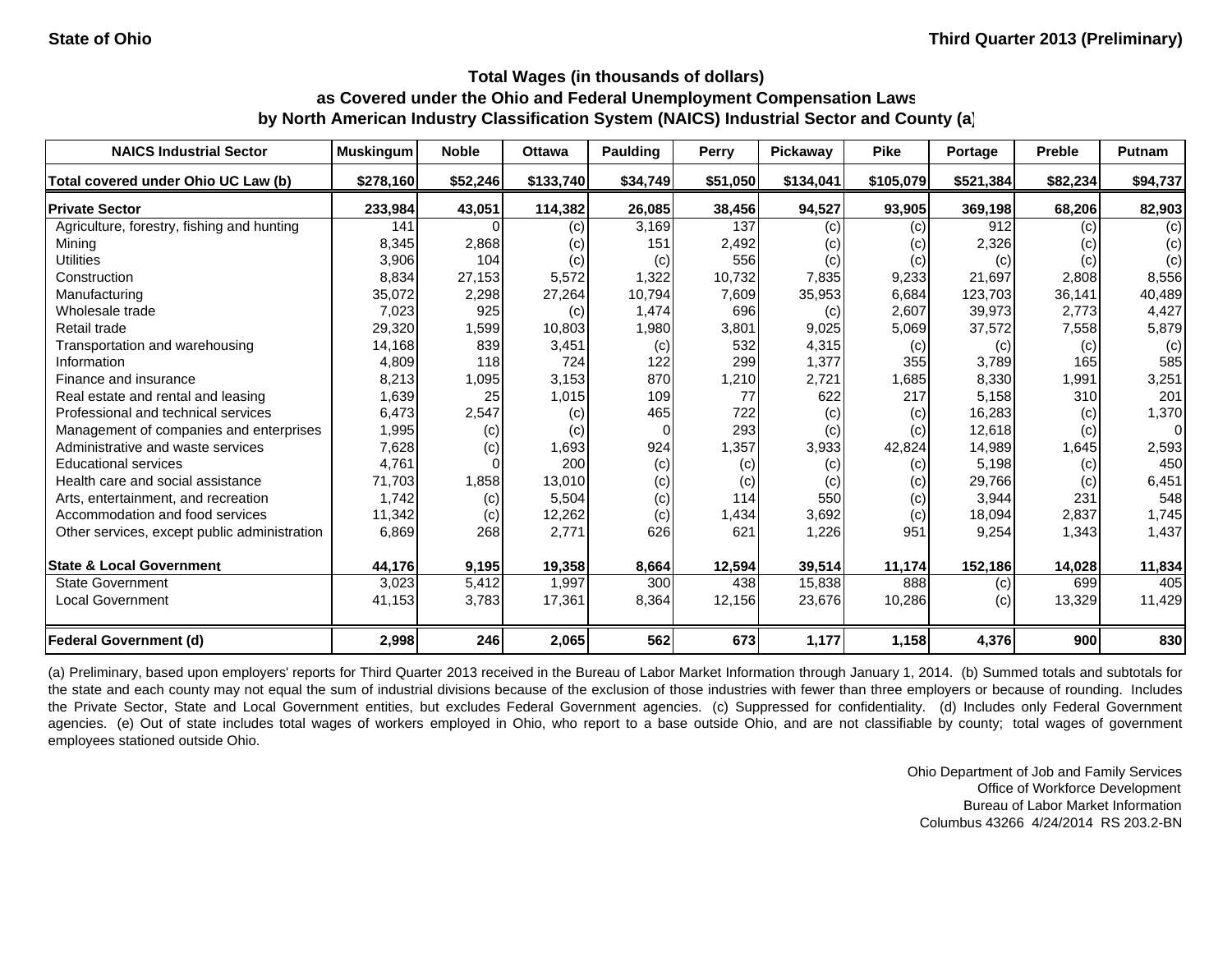State of Ohio — Third Quarter 2013 (Preliminary)

### Total Wages (in thousands of dollars) as Covered under the Ohio and Federal Unemployment Compensation Laws by North American Industry Classification System (NAICS) Industrial Sector and County (a)

| NAICS Industrial Sector | Muskingum | Noble | Ottawa | Paulding | Perry | Pickaway | Pike | Portage | Preble | Putnam |
|---|---|---|---|---|---|---|---|---|---|---|
| Total covered under Ohio UC Law (b) | $278,160 | $52,246 | $133,740 | $34,749 | $51,050 | $134,041 | $105,079 | $521,384 | $82,234 | $94,737 |
| **Private Sector** | **233,984** | **43,051** | **114,382** | **26,085** | **38,456** | **94,527** | **93,905** | **369,198** | **68,206** | **82,903** |
| Agriculture, forestry, fishing and hunting | 141 | 0 | (c) | 3,169 | 137 | (c) | (c) | 912 | (c) | (c) |
| Mining | 8,345 | 2,868 | (c) | 151 | 2,492 | (c) | (c) | 2,326 | (c) | (c) |
| Utilities | 3,906 | 104 | (c) | (c) | 556 | (c) | (c) | (c) | (c) | (c) |
| Construction | 8,834 | 27,153 | 5,572 | 1,322 | 10,732 | 7,835 | 9,233 | 21,697 | 2,808 | 8,556 |
| Manufacturing | 35,072 | 2,298 | 27,264 | 10,794 | 7,609 | 35,953 | 6,684 | 123,703 | 36,141 | 40,489 |
| Wholesale trade | 7,023 | 925 | (c) | 1,474 | 696 | (c) | 2,607 | 39,973 | 2,773 | 4,427 |
| Retail trade | 29,320 | 1,599 | 10,803 | 1,980 | 3,801 | 9,025 | 5,069 | 37,572 | 7,558 | 5,879 |
| Transportation and warehousing | 14,168 | 839 | 3,451 | (c) | 532 | 4,315 | (c) | (c) | (c) | (c) |
| Information | 4,809 | 118 | 724 | 122 | 299 | 1,377 | 355 | 3,789 | 165 | 585 |
| Finance and insurance | 8,213 | 1,095 | 3,153 | 870 | 1,210 | 2,721 | 1,685 | 8,330 | 1,991 | 3,251 |
| Real estate and rental and leasing | 1,639 | 25 | 1,015 | 109 | 77 | 622 | 217 | 5,158 | 310 | 201 |
| Professional and technical services | 6,473 | 2,547 | (c) | 465 | 722 | (c) | (c) | 16,283 | (c) | 1,370 |
| Management of companies and enterprises | 1,995 | (c) | (c) | 0 | 293 | (c) | (c) | 12,618 | (c) | 0 |
| Administrative and waste services | 7,628 | (c) | 1,693 | 924 | 1,357 | 3,933 | 42,824 | 14,989 | 1,645 | 2,593 |
| Educational services | 4,761 | 0 | 200 | (c) | (c) | (c) | (c) | 5,198 | (c) | 450 |
| Health care and social assistance | 71,703 | 1,858 | 13,010 | (c) | (c) | (c) | (c) | 29,766 | (c) | 6,451 |
| Arts, entertainment, and recreation | 1,742 | (c) | 5,504 | (c) | 114 | 550 | (c) | 3,944 | 231 | 548 |
| Accommodation and food services | 11,342 | (c) | 12,262 | (c) | 1,434 | 3,692 | (c) | 18,094 | 2,837 | 1,745 |
| Other services, except public administration | 6,869 | 268 | 2,771 | 626 | 621 | 1,226 | 951 | 9,254 | 1,343 | 1,437 |
| **State & Local Government** | **44,176** | **9,195** | **19,358** | **8,664** | **12,594** | **39,514** | **11,174** | **152,186** | **14,028** | **11,834** |
| State Government | 3,023 | 5,412 | 1,997 | 300 | 438 | 15,838 | 888 | (c) | 699 | 405 |
| Local Government | 41,153 | 3,783 | 17,361 | 8,364 | 12,156 | 23,676 | 10,286 | (c) | 13,329 | 11,429 |
| **Federal Government (d)** | **2,998** | **246** | **2,065** | **562** | **673** | **1,177** | **1,158** | **4,376** | **900** | **830** |

(a) Preliminary, based upon employers' reports for Third Quarter 2013 received in the Bureau of Labor Market Information through January 1, 2014. (b) Summed totals and subtotals for the state and each county may not equal the sum of industrial divisions because of the exclusion of those industries with fewer than three employers or because of rounding. Includes the Private Sector, State and Local Government entities, but excludes Federal Government agencies. (c) Suppressed for confidentiality. (d) Includes only Federal Government agencies. (e) Out of state includes total wages of workers employed in Ohio, who report to a base outside Ohio, and are not classifiable by county; total wages of government employees stationed outside Ohio.

Ohio Department of Job and Family Services
Office of Workforce Development
Bureau of Labor Market Information
Columbus 43266 4/24/2014 RS 203.2-BN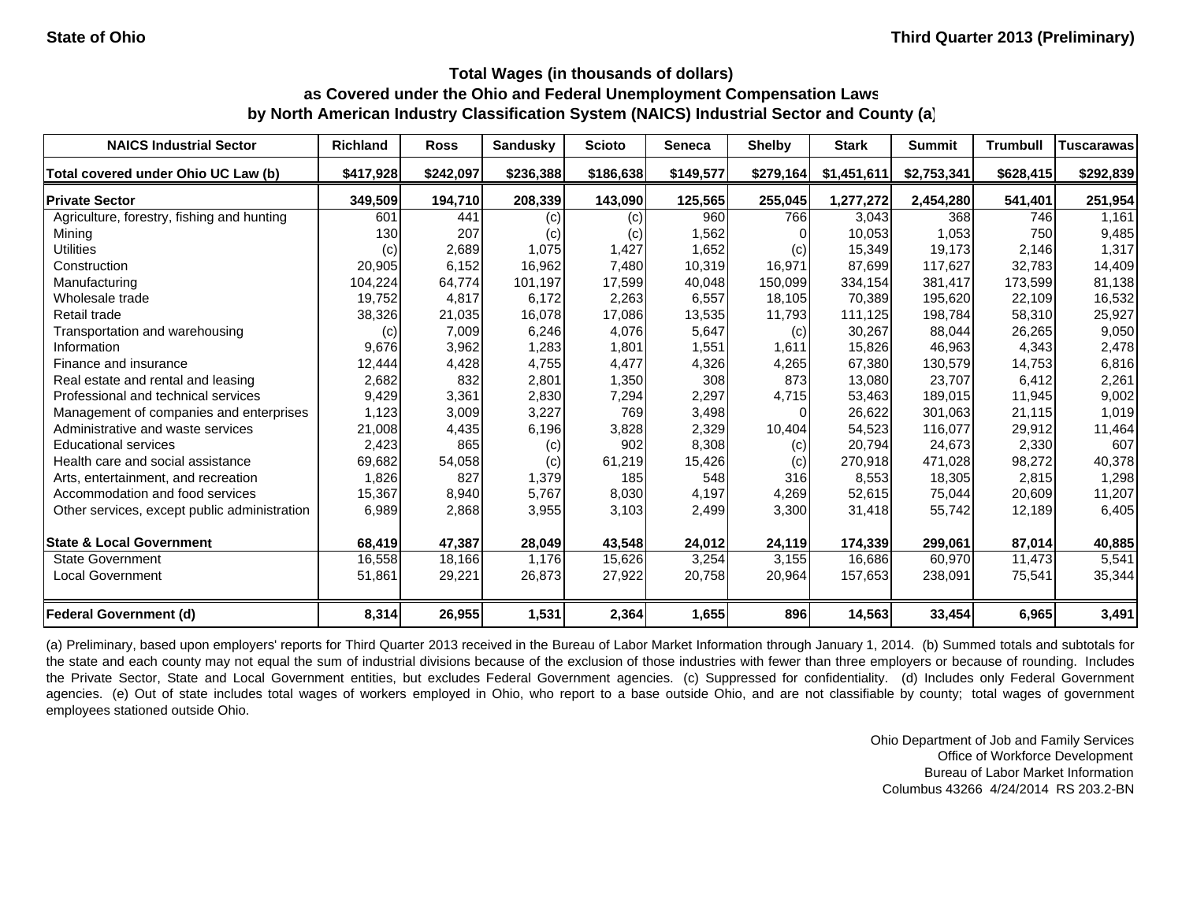State of Ohio

Third Quarter 2013 (Preliminary)

## Total Wages (in thousands of dollars) as Covered under the Ohio and Federal Unemployment Compensation Laws by North American Industry Classification System (NAICS) Industrial Sector and County (a)

| NAICS Industrial Sector | Richland | Ross | Sandusky | Scioto | Seneca | Shelby | Stark | Summit | Trumbull | Tuscarawas |
|---|---|---|---|---|---|---|---|---|---|---|
| **Total covered under Ohio UC Law (b)** | **$417,928** | **$242,097** | **$236,388** | **$186,638** | **$149,577** | **$279,164** | **$1,451,611** | **$2,753,341** | **$628,415** | **$292,839** |
| **Private Sector** | **349,509** | **194,710** | **208,339** | **143,090** | **125,565** | **255,045** | **1,277,272** | **2,454,280** | **541,401** | **251,954** |
| Agriculture, forestry, fishing and hunting | 601 | 441 | (c) | (c) | 960 | 766 | 3,043 | 368 | 746 | 1,161 |
| Mining | 130 | 207 | (c) | (c) | 1,562 | 0 | 10,053 | 1,053 | 750 | 9,485 |
| Utilities | (c) | 2,689 | 1,075 | 1,427 | 1,652 | (c) | 15,349 | 19,173 | 2,146 | 1,317 |
| Construction | 20,905 | 6,152 | 16,962 | 7,480 | 10,319 | 16,971 | 87,699 | 117,627 | 32,783 | 14,409 |
| Manufacturing | 104,224 | 64,774 | 101,197 | 17,599 | 40,048 | 150,099 | 334,154 | 381,417 | 173,599 | 81,138 |
| Wholesale trade | 19,752 | 4,817 | 6,172 | 2,263 | 6,557 | 18,105 | 70,389 | 195,620 | 22,109 | 16,532 |
| Retail trade | 38,326 | 21,035 | 16,078 | 17,086 | 13,535 | 11,793 | 111,125 | 198,784 | 58,310 | 25,927 |
| Transportation and warehousing | (c) | 7,009 | 6,246 | 4,076 | 5,647 | (c) | 30,267 | 88,044 | 26,265 | 9,050 |
| Information | 9,676 | 3,962 | 1,283 | 1,801 | 1,551 | 1,611 | 15,826 | 46,963 | 4,343 | 2,478 |
| Finance and insurance | 12,444 | 4,428 | 4,755 | 4,477 | 4,326 | 4,265 | 67,380 | 130,579 | 14,753 | 6,816 |
| Real estate and rental and leasing | 2,682 | 832 | 2,801 | 1,350 | 308 | 873 | 13,080 | 23,707 | 6,412 | 2,261 |
| Professional and technical services | 9,429 | 3,361 | 2,830 | 7,294 | 2,297 | 4,715 | 53,463 | 189,015 | 11,945 | 9,002 |
| Management of companies and enterprises | 1,123 | 3,009 | 3,227 | 769 | 3,498 | 0 | 26,622 | 301,063 | 21,115 | 1,019 |
| Administrative and waste services | 21,008 | 4,435 | 6,196 | 3,828 | 2,329 | 10,404 | 54,523 | 116,077 | 29,912 | 11,464 |
| Educational services | 2,423 | 865 | (c) | 902 | 8,308 | (c) | 20,794 | 24,673 | 2,330 | 607 |
| Health care and social assistance | 69,682 | 54,058 | (c) | 61,219 | 15,426 | (c) | 270,918 | 471,028 | 98,272 | 40,378 |
| Arts, entertainment, and recreation | 1,826 | 827 | 1,379 | 185 | 548 | 316 | 8,553 | 18,305 | 2,815 | 1,298 |
| Accommodation and food services | 15,367 | 8,940 | 5,767 | 8,030 | 4,197 | 4,269 | 52,615 | 75,044 | 20,609 | 11,207 |
| Other services, except public administration | 6,989 | 2,868 | 3,955 | 3,103 | 2,499 | 3,300 | 31,418 | 55,742 | 12,189 | 6,405 |
| **State & Local Government** | **68,419** | **47,387** | **28,049** | **43,548** | **24,012** | **24,119** | **174,339** | **299,061** | **87,014** | **40,885** |
| State Government | 16,558 | 18,166 | 1,176 | 15,626 | 3,254 | 3,155 | 16,686 | 60,970 | 11,473 | 5,541 |
| Local Government | 51,861 | 29,221 | 26,873 | 27,922 | 20,758 | 20,964 | 157,653 | 238,091 | 75,541 | 35,344 |
| **Federal Government (d)** | **8,314** | **26,955** | **1,531** | **2,364** | **1,655** | **896** | **14,563** | **33,454** | **6,965** | **3,491** |

(a) Preliminary, based upon employers' reports for Third Quarter 2013 received in the Bureau of Labor Market Information through January 1, 2014. (b) Summed totals and subtotals for the state and each county may not equal the sum of industrial divisions because of the exclusion of those industries with fewer than three employers or because of rounding. Includes the Private Sector, State and Local Government entities, but excludes Federal Government agencies. (c) Suppressed for confidentiality. (d) Includes only Federal Government agencies. (e) Out of state includes total wages of workers employed in Ohio, who report to a base outside Ohio, and are not classifiable by county; total wages of government employees stationed outside Ohio.

Ohio Department of Job and Family Services
Office of Workforce Development
Bureau of Labor Market Information
Columbus 43266 4/24/2014 RS 203.2-BN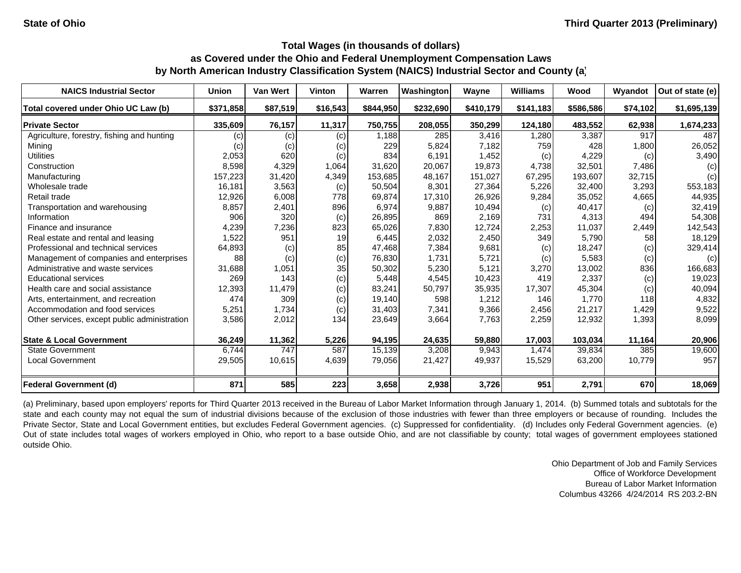State of Ohio | Third Quarter 2013 (Preliminary)

## Total Wages (in thousands of dollars)
## as Covered under the Ohio and Federal Unemployment Compensation Laws
## by North American Industry Classification System (NAICS) Industrial Sector and County (a)

| NAICS Industrial Sector | Union | Van Wert | Vinton | Warren | Washington | Wayne | Williams | Wood | Wyandot | Out of state (e) |
|---|---|---|---|---|---|---|---|---|---|---|
| **Total covered under Ohio UC Law (b)** | **$371,858** | **$87,519** | **$16,543** | **$844,950** | **$232,690** | **$410,179** | **$141,183** | **$586,586** | **$74,102** | **$1,695,139** |
| **Private Sector** | **335,609** | **76,157** | **11,317** | **750,755** | **208,055** | **350,299** | **124,180** | **483,552** | **62,938** | **1,674,233** |
| Agriculture, forestry, fishing and hunting | (c) | (c) | (c) | 1,188 | 285 | 3,416 | 1,280 | 3,387 | 917 | 487 |
| Mining | (c) | (c) | (c) | 229 | 5,824 | 7,182 | 759 | 428 | 1,800 | 26,052 |
| Utilities | 2,053 | 620 | (c) | 834 | 6,191 | 1,452 | (c) | 4,229 | (c) | 3,490 |
| Construction | 8,598 | 4,329 | 1,064 | 31,620 | 20,067 | 19,873 | 4,738 | 32,501 | 7,486 | (c) |
| Manufacturing | 157,223 | 31,420 | 4,349 | 153,685 | 48,167 | 151,027 | 67,295 | 193,607 | 32,715 | (c) |
| Wholesale trade | 16,181 | 3,563 | (c) | 50,504 | 8,301 | 27,364 | 5,226 | 32,400 | 3,293 | 553,183 |
| Retail trade | 12,926 | 6,008 | 778 | 69,874 | 17,310 | 26,926 | 9,284 | 35,052 | 4,665 | 44,935 |
| Transportation and warehousing | 8,857 | 2,401 | 896 | 6,974 | 9,887 | 10,494 | (c) | 40,417 | (c) | 32,419 |
| Information | 906 | 320 | (c) | 26,895 | 869 | 2,169 | 731 | 4,313 | 494 | 54,308 |
| Finance and insurance | 4,239 | 7,236 | 823 | 65,026 | 7,830 | 12,724 | 2,253 | 11,037 | 2,449 | 142,543 |
| Real estate and rental and leasing | 1,522 | 951 | 19 | 6,445 | 2,032 | 2,450 | 349 | 5,790 | 58 | 18,129 |
| Professional and technical services | 64,893 | (c) | 85 | 47,468 | 7,384 | 9,681 | (c) | 18,247 | (c) | 329,414 |
| Management of companies and enterprises | 88 | (c) | (c) | 76,830 | 1,731 | 5,721 | (c) | 5,583 | (c) | (c) |
| Administrative and waste services | 31,688 | 1,051 | 35 | 50,302 | 5,230 | 5,121 | 3,270 | 13,002 | 836 | 166,683 |
| Educational services | 269 | 143 | (c) | 5,448 | 4,545 | 10,423 | 419 | 2,337 | (c) | 19,023 |
| Health care and social assistance | 12,393 | 11,479 | (c) | 83,241 | 50,797 | 35,935 | 17,307 | 45,304 | (c) | 40,094 |
| Arts, entertainment, and recreation | 474 | 309 | (c) | 19,140 | 598 | 1,212 | 146 | 1,770 | 118 | 4,832 |
| Accommodation and food services | 5,251 | 1,734 | (c) | 31,403 | 7,341 | 9,366 | 2,456 | 21,217 | 1,429 | 9,522 |
| Other services, except public administration | 3,586 | 2,012 | 134 | 23,649 | 3,664 | 7,763 | 2,259 | 12,932 | 1,393 | 8,099 |
| **State & Local Government** | **36,249** | **11,362** | **5,226** | **94,195** | **24,635** | **59,880** | **17,003** | **103,034** | **11,164** | **20,906** |
| State Government | 6,744 | 747 | 587 | 15,139 | 3,208 | 9,943 | 1,474 | 39,834 | 385 | 19,600 |
| Local Government | 29,505 | 10,615 | 4,639 | 79,056 | 21,427 | 49,937 | 15,529 | 63,200 | 10,779 | 957 |
| **Federal Government (d)** | **871** | **585** | **223** | **3,658** | **2,938** | **3,726** | **951** | **2,791** | **670** | **18,069** |

(a) Preliminary, based upon employers' reports for Third Quarter 2013 received in the Bureau of Labor Market Information through January 1, 2014. (b) Summed totals and subtotals for the state and each county may not equal the sum of industrial divisions because of the exclusion of those industries with fewer than three employers or because of rounding. Includes the Private Sector, State and Local Government entities, but excludes Federal Government agencies. (c) Suppressed for confidentiality. (d) Includes only Federal Government agencies. (e) Out of state includes total wages of workers employed in Ohio, who report to a base outside Ohio, and are not classifiable by county; total wages of government employees stationed outside Ohio.

Ohio Department of Job and Family Services
Office of Workforce Development
Bureau of Labor Market Information
Columbus 43266 4/24/2014 RS 203.2-BN